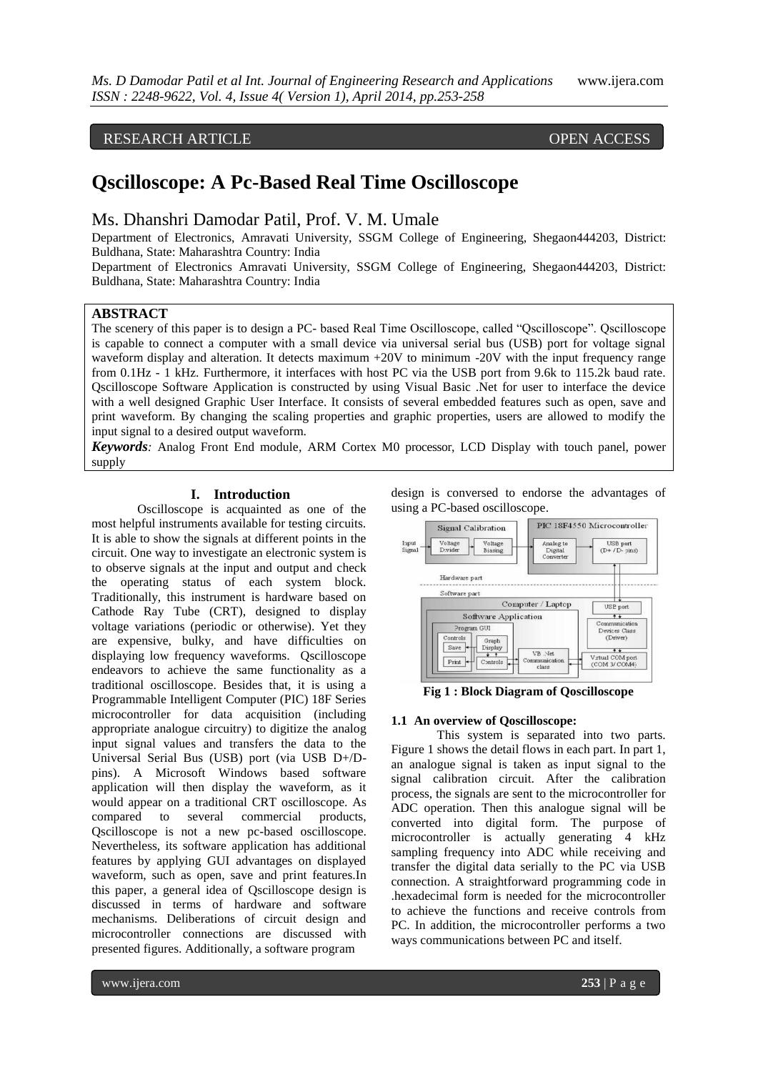RESEARCH ARTICLE OPEN ACCESS

# Qscilloscope: A Pc-Based Real Time Oscilloscope

Ms. Dhanshri Damodar Patil, Prof. V. M. Umale

Department of Electronics, Amravati University, SSGM College of Engineering, Shegaon444203, District: Buldhana, State: Maharashtra Country: India

Department of Electronics Amravati University, SSGM College of Engineering, Shegaon444203, District: Buldhana, State: Maharashtra Country: India

## ABSTRACT

The scenery of this paper is to design a PC- based Real Time Oscilloscope, called "Qscilloscope". Qscilloscope is capable to connect a computer with a small device via universal serial bus (USB) port for voltage signal waveform display and alteration. It detects maximum +20V to minimum -20V with the input frequency range from 0.1Hz - 1 kHz. Furthermore, it interfaces with host PC via the USB port from 9.6k to 115.2k baud rate. Qscilloscope Software Application is constructed by using Visual Basic .Net for user to interface the device with a well designed Graphic User Interface. It consists of several embedded features such as open, save and print waveform. By changing the scaling properties and graphic properties, users are allowed to modify the input signal to a desired output waveform.

***Keywords**:* Analog Front End module, ARM Cortex M0 processor, LCD Display with touch panel, power supply

## I. Introduction

Oscilloscope is acquainted as one of the most helpful instruments available for testing circuits. It is able to show the signals at different points in the circuit. One way to investigate an electronic system is to observe signals at the input and output and check the operating status of each system block. Traditionally, this instrument is hardware based on Cathode Ray Tube (CRT), designed to display voltage variations (periodic or otherwise). Yet they are expensive, bulky, and have difficulties on displaying low frequency waveforms. Qscilloscope endeavors to achieve the same functionality as a traditional oscilloscope. Besides that, it is using a Programmable Intelligent Computer (PIC) 18F Series microcontroller for data acquisition (including appropriate analogue circuitry) to digitize the analog input signal values and transfers the data to the Universal Serial Bus (USB) port (via USB D+/D- pins). A Microsoft Windows based software application will then display the waveform, as it would appear on a traditional CRT oscilloscope. As compared to several commercial products, Qscilloscope is not a new pc-based oscilloscope. Nevertheless, its software application has additional features by applying GUI advantages on displayed waveform, such as open, save and print features.In this paper, a general idea of Qscilloscope design is discussed in terms of hardware and software mechanisms. Deliberations of circuit design and microcontroller connections are discussed with presented figures. Additionally, a software program design is conversed to endorse the advantages of using a PC-based oscilloscope.

**Fig 1 : Block Diagram of Qoscilloscope**

### 1.1 An overview of Qoscilloscope:

This system is separated into two parts. Figure 1 shows the detail flows in each part. In part 1, an analogue signal is taken as input signal to the signal calibration circuit. After the calibration process, the signals are sent to the microcontroller for ADC operation. Then this analogue signal will be converted into digital form. The purpose of microcontroller is actually generating 4 kHz sampling frequency into ADC while receiving and transfer the digital data serially to the PC via USB connection. A straightforward programming code in .hexadecimal form is needed for the microcontroller to achieve the functions and receive controls from PC. In addition, the microcontroller performs a two ways communications between PC and itself.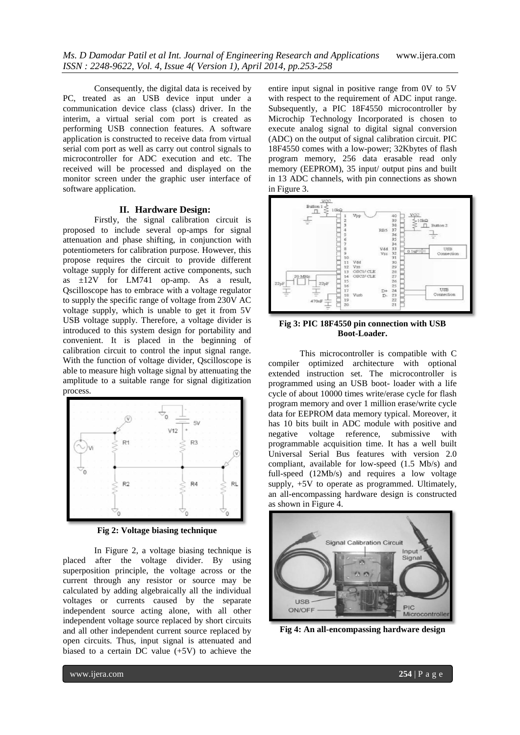Consequently, the digital data is received by PC, treated as an USB device input under a communication device class (class) driver. In the interim, a virtual serial com port is created as performing USB connection features. A software application is constructed to receive data from virtual serial com port as well as carry out control signals to microcontroller for ADC execution and etc. The received will be processed and displayed on the monitor screen under the graphic user interface of software application.

## II. Hardware Design:

Firstly, the signal calibration circuit is proposed to include several op-amps for signal attenuation and phase shifting, in conjunction with potentiometers for calibration purpose. However, this propose requires the circuit to provide different voltage supply for different active components, such as ±12V for LM741 op-amp. As a result, Qscilloscope has to embrace with a voltage regulator to supply the specific range of voltage from 230V AC voltage supply, which is unable to get it from 5V USB voltage supply. Therefore, a voltage divider is introduced to this system design for portability and convenient. It is placed in the beginning of calibration circuit to control the input signal range. With the function of voltage divider, Qscilloscope is able to measure high voltage signal by attenuating the amplitude to a suitable range for signal digitization process.

**Fig 2: Voltage biasing technique**

In Figure 2, a voltage biasing technique is placed after the voltage divider. By using superposition principle, the voltage across or the current through any resistor or source may be calculated by adding algebraically all the individual voltages or currents caused by the separate independent source acting alone, with all other independent voltage source replaced by short circuits and all other independent current source replaced by open circuits. Thus, input signal is attenuated and biased to a certain DC value (+5V) to achieve the entire input signal in positive range from 0V to 5V with respect to the requirement of ADC input range. Subsequently, a PIC 18F4550 microcontroller by Microchip Technology Incorporated is chosen to execute analog signal to digital signal conversion (ADC) on the output of signal calibration circuit. PIC 18F4550 comes with a low-power; 32Kbytes of flash program memory, 256 data erasable read only memory (EEPROM), 35 input/ output pins and built in 13 ADC channels, with pin connections as shown in Figure 3.

**Fig 3: PIC 18F4550 pin connection with USB Boot-Loader.**

This microcontroller is compatible with C compiler optimized architecture with optional extended instruction set. The microcontroller is programmed using an USB boot- loader with a life cycle of about 10000 times write/erase cycle for flash program memory and over 1 million erase/write cycle data for EEPROM data memory typical. Moreover, it has 10 bits built in ADC module with positive and negative voltage reference, submissive with programmable acquisition time. It has a well built Universal Serial Bus features with version 2.0 compliant, available for low-speed (1.5 Mb/s) and full-speed (12Mb/s) and requires a low voltage supply, +5V to operate as programmed. Ultimately, an all-encompassing hardware design is constructed as shown in Figure 4.

**Fig 4: An all-encompassing hardware design**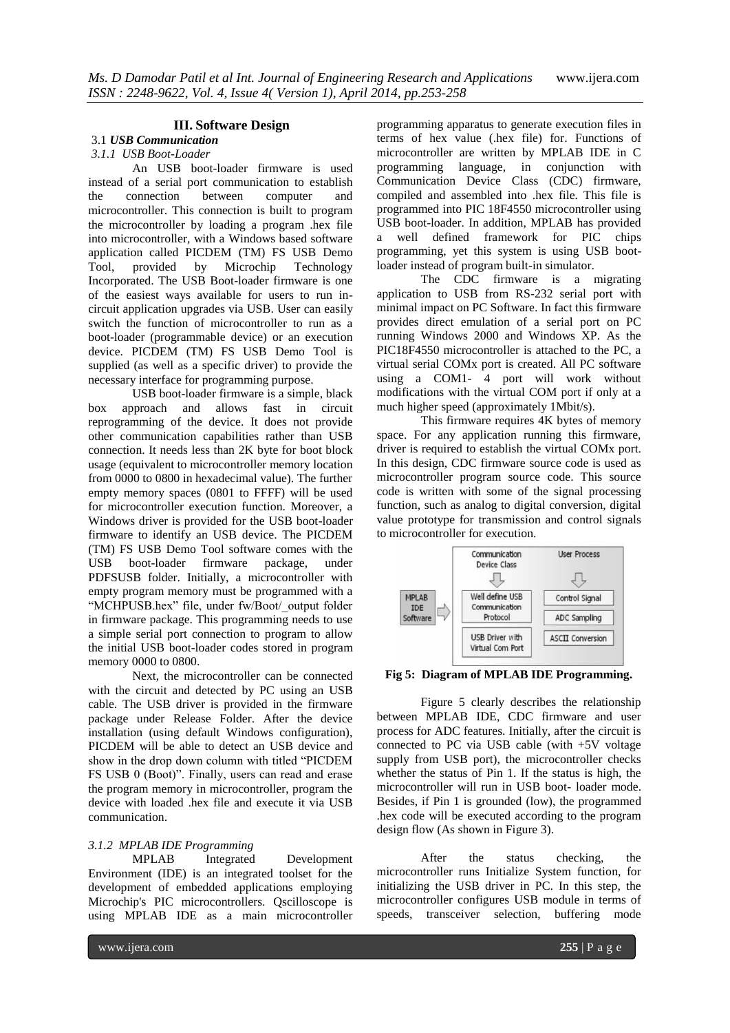## III. Software Design

### 3.1 *USB Communication*

#### *3.1.1 USB Boot-Loader*

An USB boot-loader firmware is used instead of a serial port communication to establish the connection between computer and microcontroller. This connection is built to program the microcontroller by loading a program .hex file into microcontroller, with a Windows based software application called PICDEM (TM) FS USB Demo Tool, provided by Microchip Technology Incorporated. The USB Boot-loader firmware is one of the easiest ways available for users to run in-circuit application upgrades via USB. User can easily switch the function of microcontroller to run as a boot-loader (programmable device) or an execution device. PICDEM (TM) FS USB Demo Tool is supplied (as well as a specific driver) to provide the necessary interface for programming purpose.

USB boot-loader firmware is a simple, black box approach and allows fast in circuit reprogramming of the device. It does not provide other communication capabilities rather than USB connection. It needs less than 2K byte for boot block usage (equivalent to microcontroller memory location from 0000 to 0800 in hexadecimal value). The further empty memory spaces (0801 to FFFF) will be used for microcontroller execution function. Moreover, a Windows driver is provided for the USB boot-loader firmware to identify an USB device. The PICDEM (TM) FS USB Demo Tool software comes with the USB boot-loader firmware package, under PDFSUSB folder. Initially, a microcontroller with empty program memory must be programmed with a "MCHPUSB.hex" file, under fw/Boot/_output folder in firmware package. This programming needs to use a simple serial port connection to program to allow the initial USB boot-loader codes stored in program memory 0000 to 0800.

Next, the microcontroller can be connected with the circuit and detected by PC using an USB cable. The USB driver is provided in the firmware package under Release Folder. After the device installation (using default Windows configuration), PICDEM will be able to detect an USB device and show in the drop down column with titled "PICDEM FS USB 0 (Boot)". Finally, users can read and erase the program memory in microcontroller, program the device with loaded .hex file and execute it via USB communication.

#### *3.1.2 MPLAB IDE Programming*

MPLAB Integrated Development Environment (IDE) is an integrated toolset for the development of embedded applications employing Microchip's PIC microcontrollers. Qscilloscope is using MPLAB IDE as a main microcontroller programming apparatus to generate execution files in terms of hex value (.hex file) for. Functions of microcontroller are written by MPLAB IDE in C programming language, in conjunction with Communication Device Class (CDC) firmware, compiled and assembled into .hex file. This file is programmed into PIC 18F4550 microcontroller using USB boot-loader. In addition, MPLAB has provided a well defined framework for PIC chips programming, yet this system is using USB boot-loader instead of program built-in simulator.

The CDC firmware is a migrating application to USB from RS-232 serial port with minimal impact on PC Software. In fact this firmware provides direct emulation of a serial port on PC running Windows 2000 and Windows XP. As the PIC18F4550 microcontroller is attached to the PC, a virtual serial COMx port is created. All PC software using a COM1- 4 port will work without modifications with the virtual COM port if only at a much higher speed (approximately 1Mbit/s).

This firmware requires 4K bytes of memory space. For any application running this firmware, driver is required to establish the virtual COMx port. In this design, CDC firmware source code is used as microcontroller program source code. This source code is written with some of the signal processing function, such as analog to digital conversion, digital value prototype for transmission and control signals to microcontroller for execution.

| | Communication Device Class | User Process |
|---|---|---|
| MPLAB IDE Software ⇒ | Well define USB Communication Protocol | Control Signal |
| | | ADC Sampling |
| | USB Driver with Virtual Com Port | ASCII Conversion |

**Fig 5: Diagram of MPLAB IDE Programming.**

Figure 5 clearly describes the relationship between MPLAB IDE, CDC firmware and user process for ADC features. Initially, after the circuit is connected to PC via USB cable (with +5V voltage supply from USB port), the microcontroller checks whether the status of Pin 1. If the status is high, the microcontroller will run in USB boot- loader mode. Besides, if Pin 1 is grounded (low), the programmed .hex code will be executed according to the program design flow (As shown in Figure 3).

After the status checking, the microcontroller runs Initialize System function, for initializing the USB driver in PC. In this step, the microcontroller configures USB module in terms of speeds, transceiver selection, buffering mode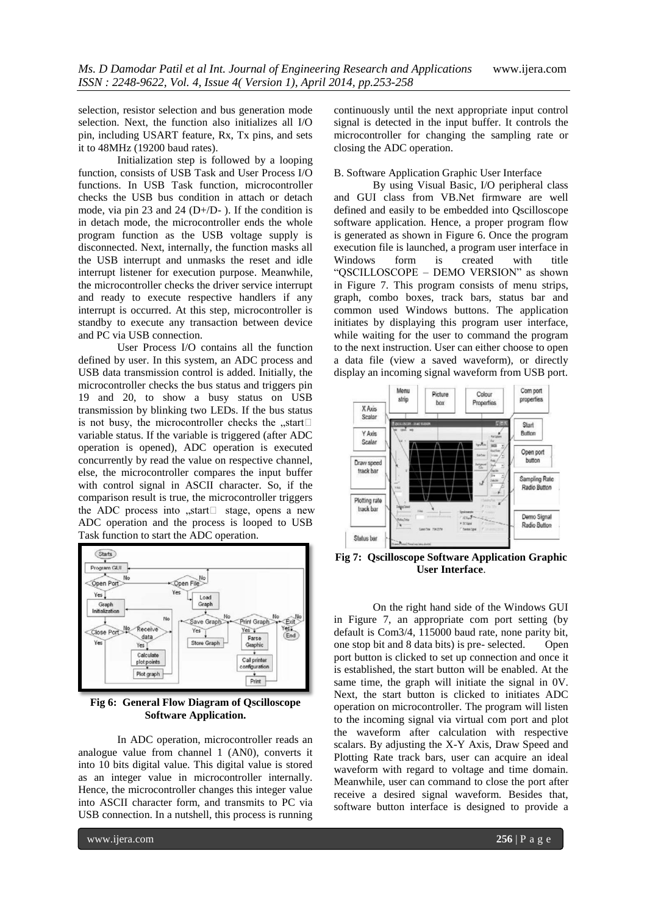selection, resistor selection and bus generation mode selection. Next, the function also initializes all I/O pin, including USART feature, Rx, Tx pins, and sets it to 48MHz (19200 baud rates).

Initialization step is followed by a looping function, consists of USB Task and User Process I/O functions. In USB Task function, microcontroller checks the USB bus condition in attach or detach mode, via pin 23 and 24 (D+/D- ). If the condition is in detach mode, the microcontroller ends the whole program function as the USB voltage supply is disconnected. Next, internally, the function masks all the USB interrupt and unmasks the reset and idle interrupt listener for execution purpose. Meanwhile, the microcontroller checks the driver service interrupt and ready to execute respective handlers if any interrupt is occurred. At this step, microcontroller is standby to execute any transaction between device and PC via USB connection.

User Process I/O contains all the function defined by user. In this system, an ADC process and USB data transmission control is added. Initially, the microcontroller checks the bus status and triggers pin 19 and 20, to show a busy status on USB transmission by blinking two LEDs. If the bus status is not busy, the microcontroller checks the „start variable status. If the variable is triggered (after ADC operation is opened), ADC operation is executed concurrently by read the value on respective channel, else, the microcontroller compares the input buffer with control signal in ASCII character. So, if the comparison result is true, the microcontroller triggers the ADC process into „start stage, opens a new ADC operation and the process is looped to USB Task function to start the ADC operation.

**Fig 6: General Flow Diagram of Qscilloscope Software Application.**

In ADC operation, microcontroller reads an analogue value from channel 1 (AN0), converts it into 10 bits digital value. This digital value is stored as an integer value in microcontroller internally. Hence, the microcontroller changes this integer value into ASCII character form, and transmits to PC via USB connection. In a nutshell, this process is running continuously until the next appropriate input control signal is detected in the input buffer. It controls the microcontroller for changing the sampling rate or closing the ADC operation.

B. Software Application Graphic User Interface

By using Visual Basic, I/O peripheral class and GUI class from VB.Net firmware are well defined and easily to be embedded into Qscilloscope software application. Hence, a proper program flow is generated as shown in Figure 6. Once the program execution file is launched, a program user interface in Windows form is created with title "QSCILLOSCOPE – DEMO VERSION" as shown in Figure 7. This program consists of menu strips, graph, combo boxes, track bars, status bar and common used Windows buttons. The application initiates by displaying this program user interface, while waiting for the user to command the program to the next instruction. User can either choose to open a data file (view a saved waveform), or directly display an incoming signal waveform from USB port.

**Fig 7: Qscilloscope Software Application Graphic User Interface**.

On the right hand side of the Windows GUI in Figure 7, an appropriate com port setting (by default is Com3/4, 115000 baud rate, none parity bit, one stop bit and 8 data bits) is pre- selected. Open port button is clicked to set up connection and once it is established, the start button will be enabled. At the same time, the graph will initiate the signal in 0V. Next, the start button is clicked to initiates ADC operation on microcontroller. The program will listen to the incoming signal via virtual com port and plot the waveform after calculation with respective scalars. By adjusting the X-Y Axis, Draw Speed and Plotting Rate track bars, user can acquire an ideal waveform with regard to voltage and time domain. Meanwhile, user can command to close the port after receive a desired signal waveform. Besides that, software button interface is designed to provide a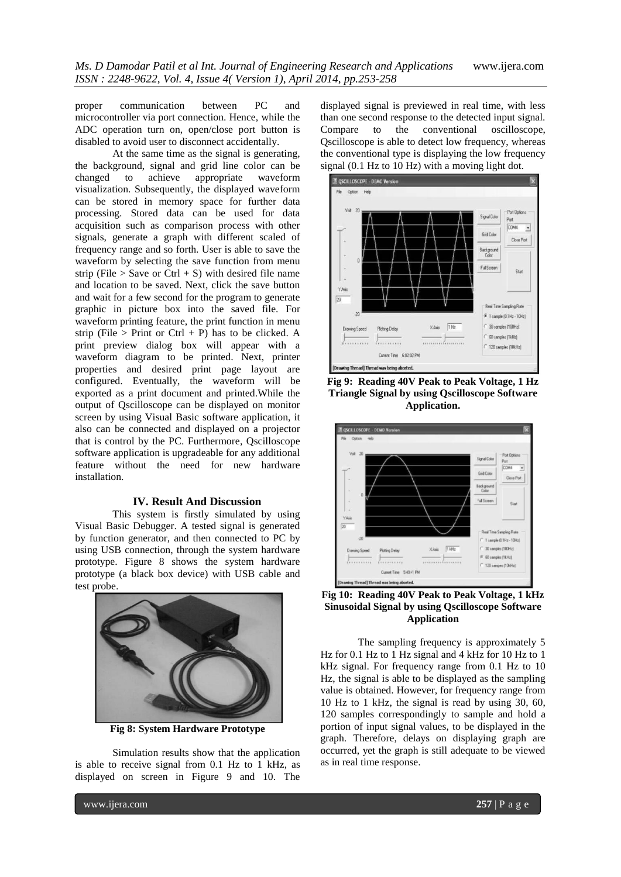proper communication between PC and microcontroller via port connection. Hence, while the ADC operation turn on, open/close port button is disabled to avoid user to disconnect accidentally.

At the same time as the signal is generating, the background, signal and grid line color can be changed to achieve appropriate waveform visualization. Subsequently, the displayed waveform can be stored in memory space for further data processing. Stored data can be used for data acquisition such as comparison process with other signals, generate a graph with different scaled of frequency range and so forth. User is able to save the waveform by selecting the save function from menu strip (File > Save or Ctrl + S) with desired file name and location to be saved. Next, click the save button and wait for a few second for the program to generate graphic in picture box into the saved file. For waveform printing feature, the print function in menu strip (File > Print or Ctrl + P) has to be clicked. A print preview dialog box will appear with a waveform diagram to be printed. Next, printer properties and desired print page layout are configured. Eventually, the waveform will be exported as a print document and printed.While the output of Qscilloscope can be displayed on monitor screen by using Visual Basic software application, it also can be connected and displayed on a projector that is control by the PC. Furthermore, Qscilloscope software application is upgradeable for any additional feature without the need for new hardware installation.

## IV. Result And Discussion

This system is firstly simulated by using Visual Basic Debugger. A tested signal is generated by function generator, and then connected to PC by using USB connection, through the system hardware prototype. Figure 8 shows the system hardware prototype (a black box device) with USB cable and test probe.

**Fig 8: System Hardware Prototype**

Simulation results show that the application is able to receive signal from 0.1 Hz to 1 kHz, as displayed on screen in Figure 9 and 10. The displayed signal is previewed in real time, with less than one second response to the detected input signal. Compare to the conventional oscilloscope, Qscilloscope is able to detect low frequency, whereas the conventional type is displaying the low frequency signal (0.1 Hz to 10 Hz) with a moving light dot.

**Fig 9: Reading 40V Peak to Peak Voltage, 1 Hz Triangle Signal by using Qscilloscope Software Application.**

**Fig 10: Reading 40V Peak to Peak Voltage, 1 kHz Sinusoidal Signal by using Qscilloscope Software Application**

The sampling frequency is approximately 5 Hz for 0.1 Hz to 1 Hz signal and 4 kHz for 10 Hz to 1 kHz signal. For frequency range from 0.1 Hz to 10 Hz, the signal is able to be displayed as the sampling value is obtained. However, for frequency range from 10 Hz to 1 kHz, the signal is read by using 30, 60, 120 samples correspondingly to sample and hold a portion of input signal values, to be displayed in the graph. Therefore, delays on displaying graph are occurred, yet the graph is still adequate to be viewed as in real time response.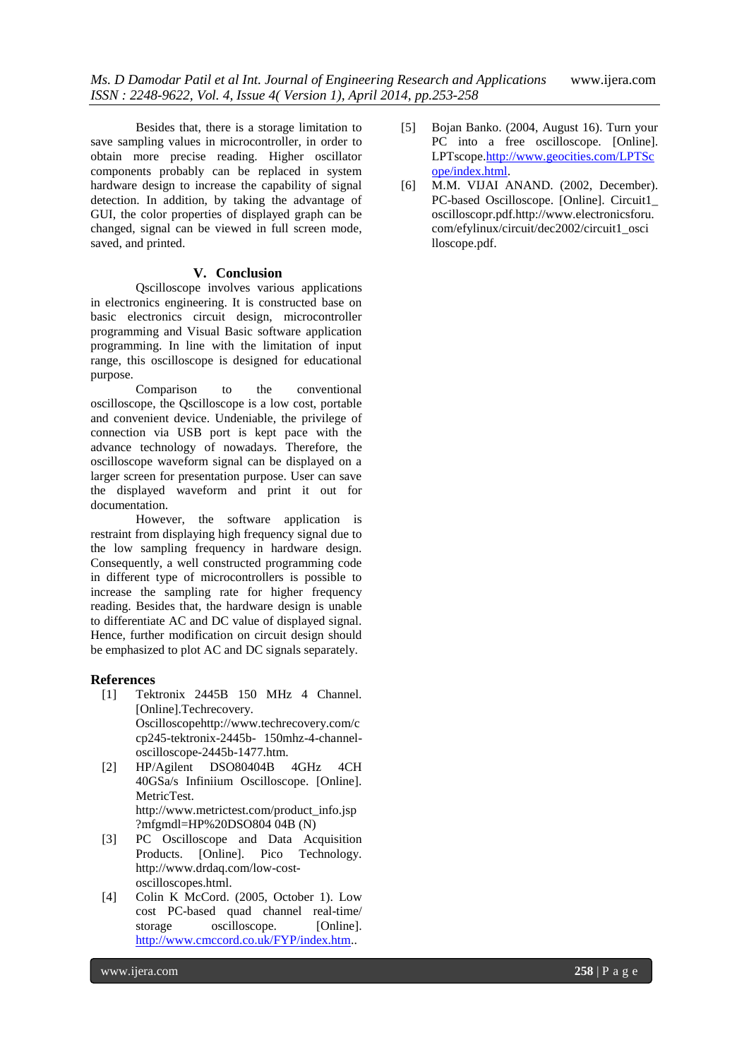Besides that, there is a storage limitation to save sampling values in microcontroller, in order to obtain more precise reading. Higher oscillator components probably can be replaced in system hardware design to increase the capability of signal detection. In addition, by taking the advantage of GUI, the color properties of displayed graph can be changed, signal can be viewed in full screen mode, saved, and printed.

## V. Conclusion

Qscilloscope involves various applications in electronics engineering. It is constructed base on basic electronics circuit design, microcontroller programming and Visual Basic software application programming. In line with the limitation of input range, this oscilloscope is designed for educational purpose.

Comparison to the conventional oscilloscope, the Qscilloscope is a low cost, portable and convenient device. Undeniable, the privilege of connection via USB port is kept pace with the advance technology of nowadays. Therefore, the oscilloscope waveform signal can be displayed on a larger screen for presentation purpose. User can save the displayed waveform and print it out for documentation.

However, the software application is restraint from displaying high frequency signal due to the low sampling frequency in hardware design. Consequently, a well constructed programming code in different type of microcontrollers is possible to increase the sampling rate for higher frequency reading. Besides that, the hardware design is unable to differentiate AC and DC value of displayed signal. Hence, further modification on circuit design should be emphasized to plot AC and DC signals separately.

## References

[1] Tektronix 2445B 150 MHz 4 Channel. [Online].Techrecovery. Oscilloscopehttp://www.techrecovery.com/ccp245-tektronix-2445b- 150mhz-4-channel-oscilloscope-2445b-1477.htm.

[2] HP/Agilent DSO80404B 4GHz 4CH 40GSa/s Infiniium Oscilloscope. [Online]. MetricTest. http://www.metrictest.com/product_info.jsp?mfgmdl=HP%20DSO804 04B (N)

[3] PC Oscilloscope and Data Acquisition Products. [Online]. Pico Technology. http://www.drdaq.com/low-cost-oscilloscopes.html.

[4] Colin K McCord. (2005, October 1). Low cost PC-based quad channel real-time/ storage oscilloscope. [Online]. http://www.cmccord.co.uk/FYP/index.htm..

[5] Bojan Banko. (2004, August 16). Turn your PC into a free oscilloscope. [Online]. LPTscope.http://www.geocities.com/LPTScope/index.html.

[6] M.M. VIJAI ANAND. (2002, December). PC-based Oscilloscope. [Online]. Circuit1_oscilloscopr.pdf.http://www.electronicsforu.com/efylinux/circuit/dec2002/circuit1_oscilloscope.pdf.